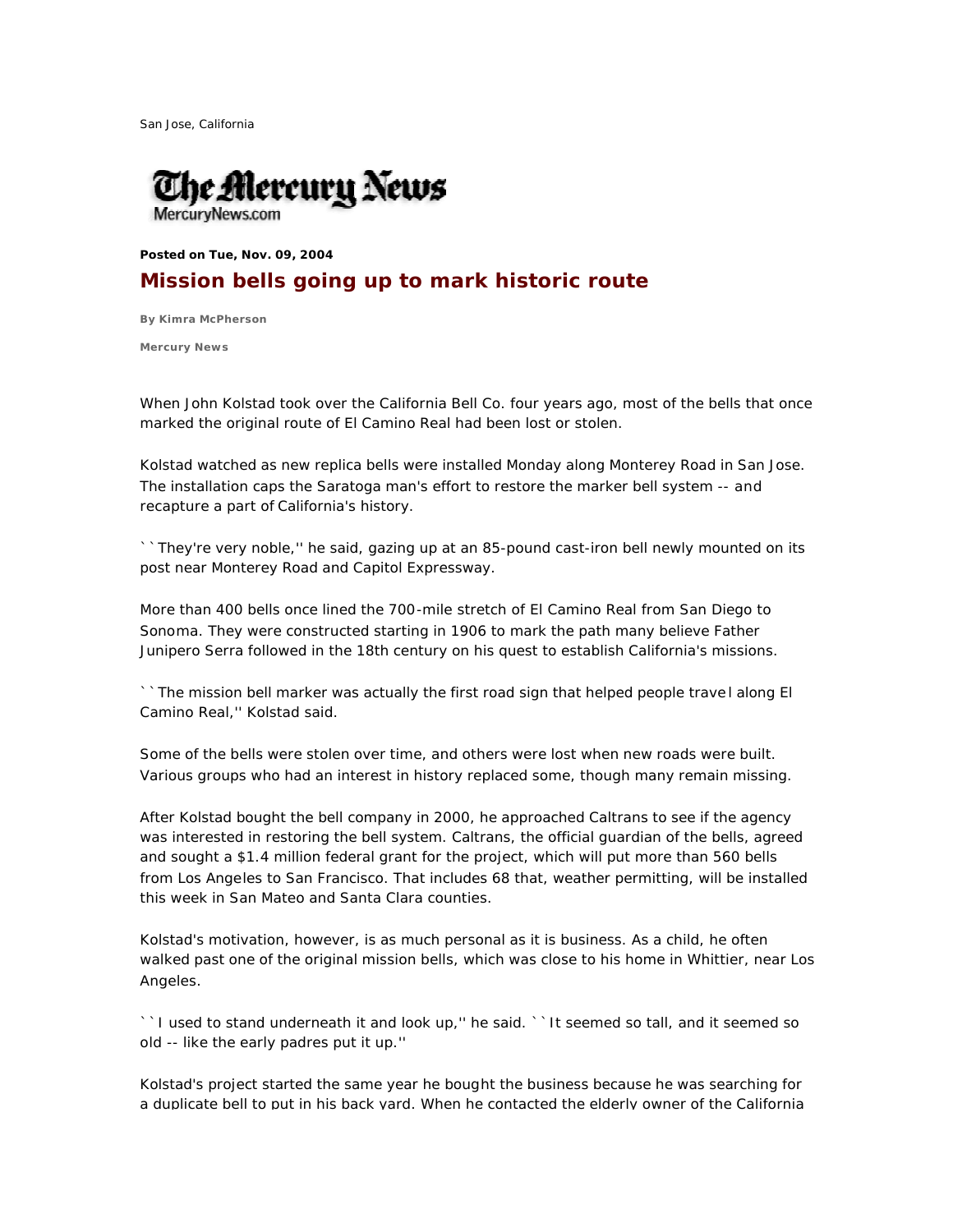San Jose, California

The Mercury News
MercuryNews.com

**Posted on Tue, Nov. 09, 2004**

# Mission bells going up to mark historic route

**By Kimra McPherson**

**Mercury News**

When John Kolstad took over the California Bell Co. four years ago, most of the bells that once marked the original route of El Camino Real had been lost or stolen.

Kolstad watched as new replica bells were installed Monday along Monterey Road in San Jose. The installation caps the Saratoga man's effort to restore the marker bell system -- and recapture a part of California's history.

``They're very noble,'' he said, gazing up at an 85-pound cast-iron bell newly mounted on its post near Monterey Road and Capitol Expressway.

More than 400 bells once lined the 700-mile stretch of El Camino Real from San Diego to Sonoma. They were constructed starting in 1906 to mark the path many believe Father Junipero Serra followed in the 18th century on his quest to establish California's missions.

``The mission bell marker was actually the first road sign that helped people travel along El Camino Real,'' Kolstad said.

Some of the bells were stolen over time, and others were lost when new roads were built. Various groups who had an interest in history replaced some, though many remain missing.

After Kolstad bought the bell company in 2000, he approached Caltrans to see if the agency was interested in restoring the bell system. Caltrans, the official guardian of the bells, agreed and sought a $1.4 million federal grant for the project, which will put more than 560 bells from Los Angeles to San Francisco. That includes 68 that, weather permitting, will be installed this week in San Mateo and Santa Clara counties.

Kolstad's motivation, however, is as much personal as it is business. As a child, he often walked past one of the original mission bells, which was close to his home in Whittier, near Los Angeles.

``I used to stand underneath it and look up,'' he said. ``It seemed so tall, and it seemed so old -- like the early padres put it up.''

Kolstad's project started the same year he bought the business because he was searching for a duplicate bell to put in his back yard. When he contacted the elderly owner of the California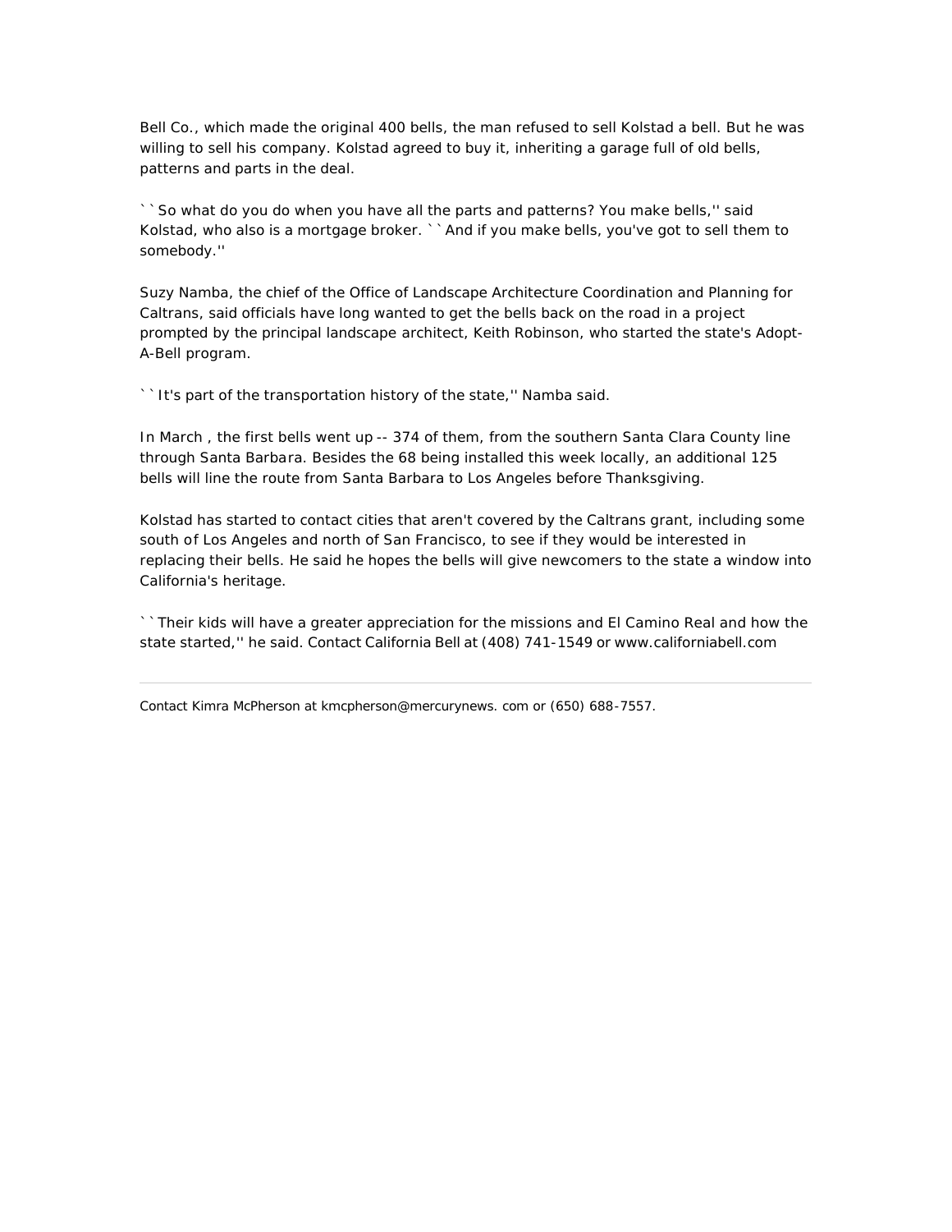Bell Co., which made the original 400 bells, the man refused to sell Kolstad a bell. But he was willing to sell his company. Kolstad agreed to buy it, inheriting a garage full of old bells, patterns and parts in the deal.

``So what do you do when you have all the parts and patterns? You make bells,'' said Kolstad, who also is a mortgage broker. ``And if you make bells, you've got to sell them to somebody.''

Suzy Namba, the chief of the Office of Landscape Architecture Coordination and Planning for Caltrans, said officials have long wanted to get the bells back on the road in a project prompted by the principal landscape architect, Keith Robinson, who started the state's Adopt-A-Bell program.

``It's part of the transportation history of the state,'' Namba said.

In March , the first bells went up -- 374 of them, from the southern Santa Clara County line through Santa Barbara. Besides the 68 being installed this week locally, an additional 125 bells will line the route from Santa Barbara to Los Angeles before Thanksgiving.

Kolstad has started to contact cities that aren't covered by the Caltrans grant, including some south of Los Angeles and north of San Francisco, to see if they would be interested in replacing their bells. He said he hopes the bells will give newcomers to the state a window into California's heritage.

``Their kids will have a greater appreciation for the missions and El Camino Real and how the state started,'' he said. Contact California Bell at (408) 741-1549 or www.californiabell.com

---

Contact Kimra McPherson at kmcpherson@mercurynews. com or (650) 688-7557.